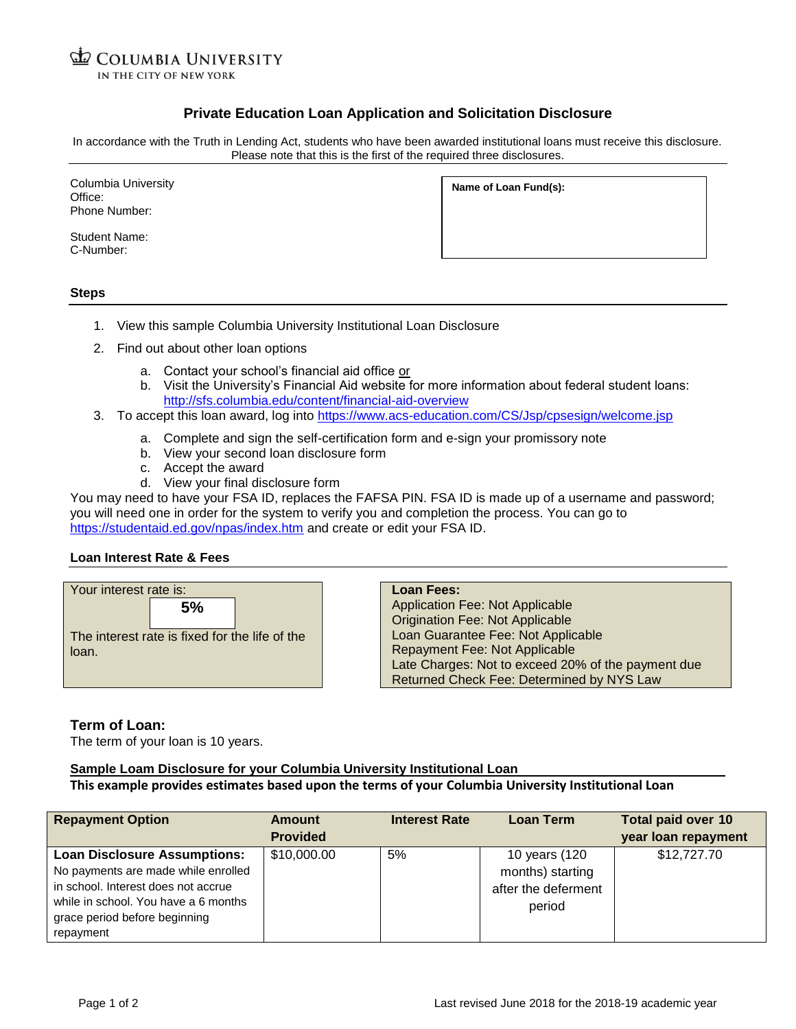COLUMBIA UNIVERSITY
IN THE CITY OF NEW YORK

# Private Education Loan Application and Solicitation Disclosure

In accordance with the Truth in Lending Act, students who have been awarded institutional loans must receive this disclosure. Please note that this is the first of the required three disclosures.

Columbia University
Office:
Phone Number:

Student Name:
C-Number:

**Name of Loan Fund(s):**

## Steps

1. View this sample Columbia University Institutional Loan Disclosure
2. Find out about other loan options
   a. Contact your school's financial aid office or
   b. Visit the University's Financial Aid website for more information about federal student loans: http://sfs.columbia.edu/content/financial-aid-overview
3. To accept this loan award, log into https://www.acs-education.com/CS/Jsp/cpsesign/welcome.jsp
   a. Complete and sign the self-certification form and e-sign your promissory note
   b. View your second loan disclosure form
   c. Accept the award
   d. View your final disclosure form

You may need to have your FSA ID, replaces the FAFSA PIN. FSA ID is made up of a username and password; you will need one in order for the system to verify you and completion the process. You can go to https://studentaid.ed.gov/npas/index.htm and create or edit your FSA ID.

## Loan Interest Rate & Fees

Your interest rate is:
**5%**
The interest rate is fixed for the life of the loan.

**Loan Fees:**
Application Fee: Not Applicable
Origination Fee: Not Applicable
Loan Guarantee Fee: Not Applicable
Repayment Fee: Not Applicable
Late Charges: Not to exceed 20% of the payment due
Returned Check Fee: Determined by NYS Law

## Term of Loan:

The term of your loan is 10 years.

**Sample Loam Disclosure for your Columbia University Institutional Loan**
**This example provides estimates based upon the terms of your Columbia University Institutional Loan**

| Repayment Option | Amount Provided | Interest Rate | Loan Term | Total paid over 10 year loan repayment |
|---|---|---|---|---|
| **Loan Disclosure Assumptions:** No payments are made while enrolled in school. Interest does not accrue while in school. You have a 6 months grace period before beginning repayment | $10,000.00 | 5% | 10 years (120 months) starting after the deferment period | $12,727.70 |

Last revised June 2018 for the 2018-19 academic year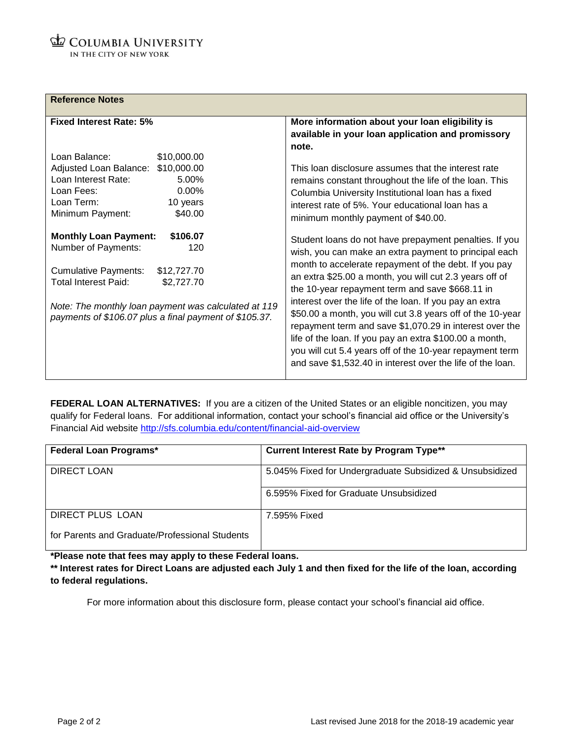## Reference Notes

**Fixed Interest Rate: 5%**

| | |
|---|---|
| Loan Balance: | $10,000.00 |
| Adjusted Loan Balance: | $10,000.00 |
| Loan Interest Rate: | 5.00% |
| Loan Fees: | 0.00% |
| Loan Term: | 10 years |
| Minimum Payment: | $40.00 |
| **Monthly Loan Payment:** | **$106.07** |
| Number of Payments: | 120 |
| Cumulative Payments: | $12,727.70 |
| Total Interest Paid: | $2,727.70 |

*Note: The monthly loan payment was calculated at 119 payments of $106.07 plus a final payment of $105.37.*

**More information about your loan eligibility is available in your loan application and promissory note.**

This loan disclosure assumes that the interest rate remains constant throughout the life of the loan. This Columbia University Institutional loan has a fixed interest rate of 5%. Your educational loan has a minimum monthly payment of $40.00.

Student loans do not have prepayment penalties. If you wish, you can make an extra payment to principal each month to accelerate repayment of the debt. If you pay an extra $25.00 a month, you will cut 2.3 years off of the 10-year repayment term and save $668.11 in interest over the life of the loan. If you pay an extra $50.00 a month, you will cut 3.8 years off of the 10-year repayment term and save $1,070.29 in interest over the life of the loan. If you pay an extra $100.00 a month, you will cut 5.4 years off of the 10-year repayment term and save $1,532.40 in interest over the life of the loan.

**FEDERAL LOAN ALTERNATIVES:** If you are a citizen of the United States or an eligible noncitizen, you may qualify for Federal loans. For additional information, contact your school's financial aid office or the University's Financial Aid website http://sfs.columbia.edu/content/financial-aid-overview

| Federal Loan Programs* | Current Interest Rate by Program Type** |
|---|---|
| DIRECT LOAN | 5.045% Fixed for Undergraduate Subsidized & Unsubsidized |
| | 6.595% Fixed for Graduate Unsubsidized |
| DIRECT PLUS LOAN for Parents and Graduate/Professional Students | 7.595% Fixed |

**\*Please note that fees may apply to these Federal loans.**

**\*\* Interest rates for Direct Loans are adjusted each July 1 and then fixed for the life of the loan, according to federal regulations.**

For more information about this disclosure form, please contact your school's financial aid office.

Last revised June 2018 for the 2018-19 academic year